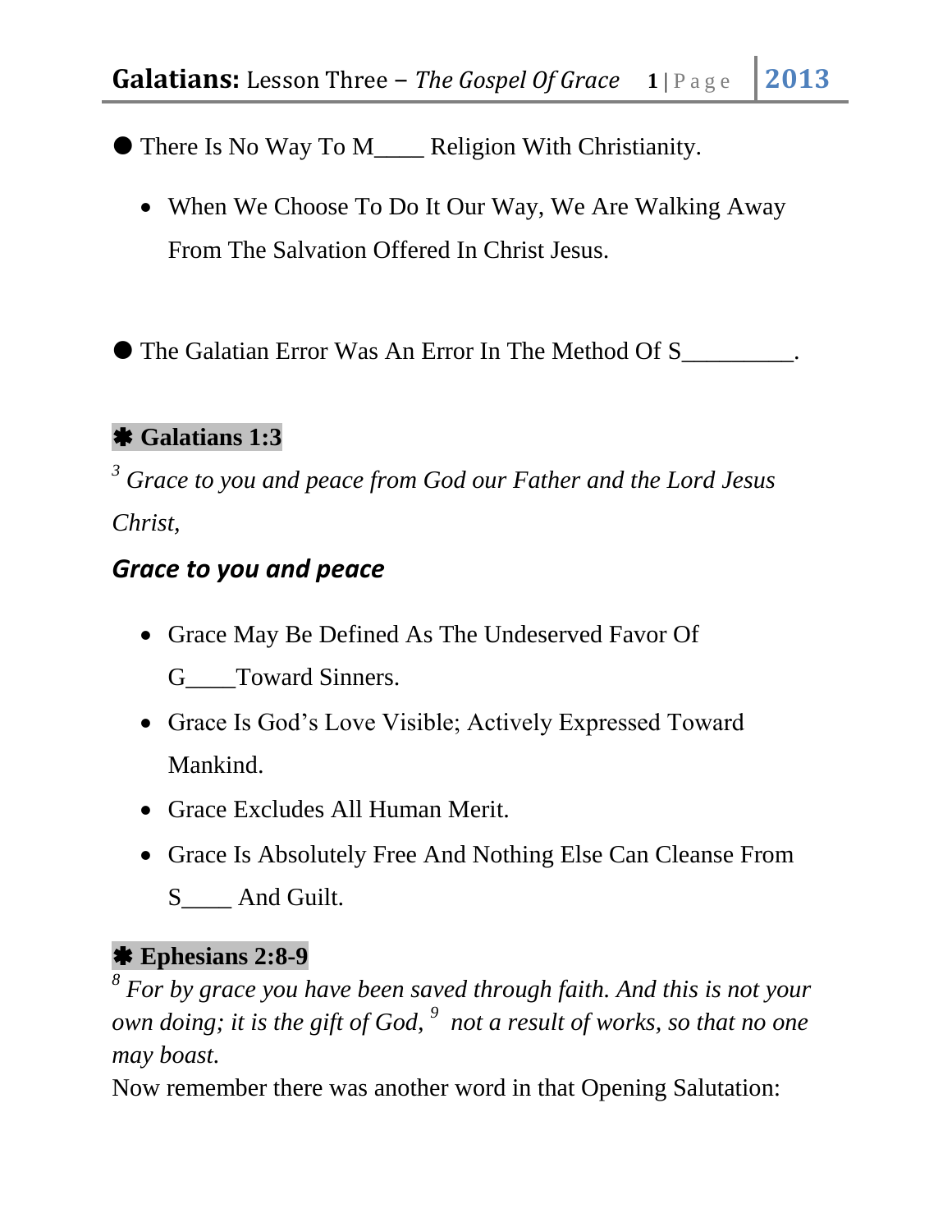- There Is No Way To M____ Religion With Christianity.
    - When We Choose To Do It Our Way, We Are Walking Away From The Salvation Offered In Christ Jesus.

- The Galatian Error Was An Error In The Method Of S_________.

**✱ Galatians 1:3**

[3] *Grace to you and peace from God our Father and the Lord Jesus Christ,*

### *Grace to you and peace*

- Grace May Be Defined As The Undeserved Favor Of G____Toward Sinners.
- Grace Is God's Love Visible; Actively Expressed Toward Mankind.
- Grace Excludes All Human Merit.
- Grace Is Absolutely Free And Nothing Else Can Cleanse From S____ And Guilt.

**✱ Ephesians 2:8-9**

[8] *For by grace you have been saved through faith. And this is not your own doing; it is the gift of God,* [9] *not a result of works, so that no one may boast.*

Now remember there was another word in that Opening Salutation: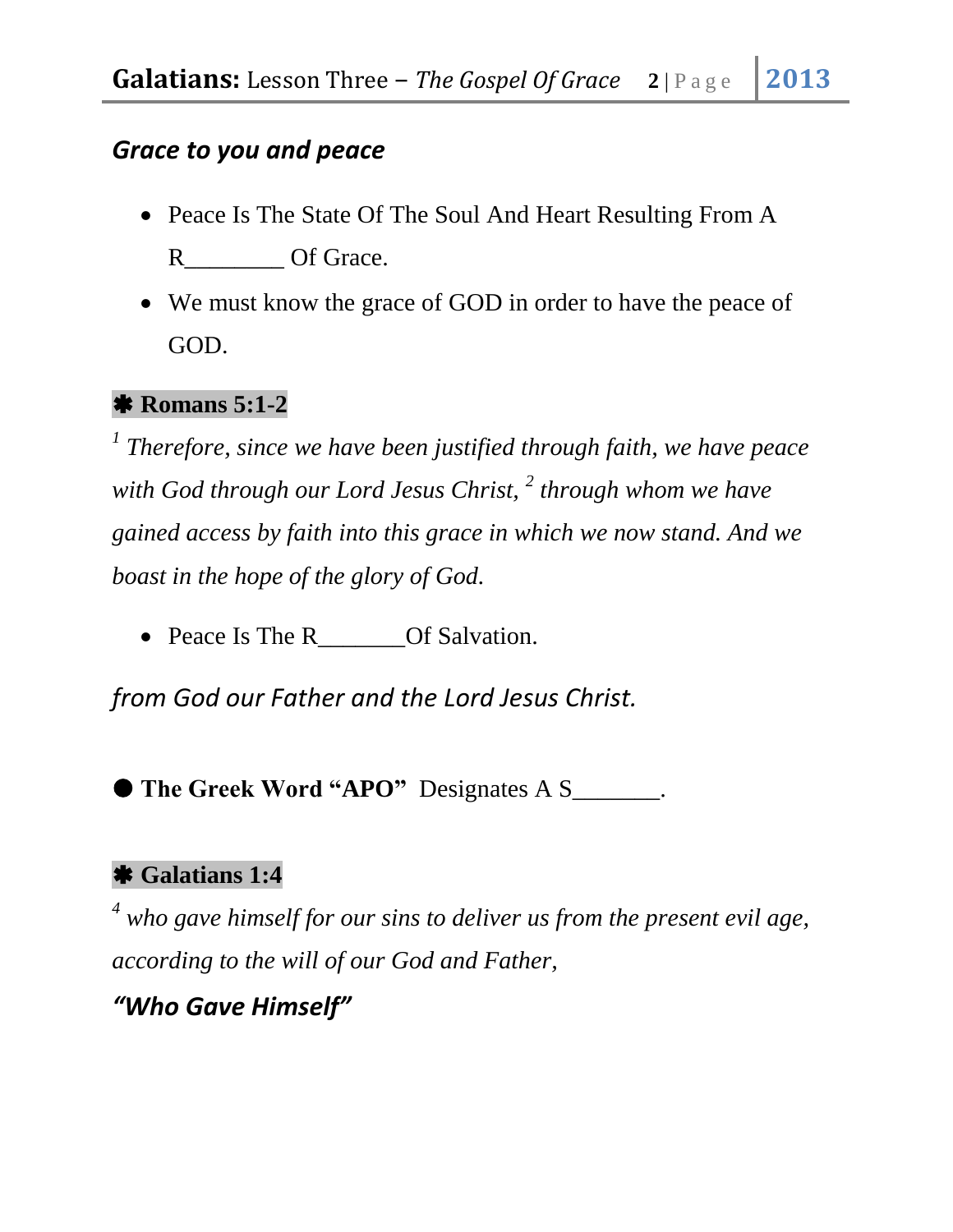### *Grace to you and peace*

- Peace Is The State Of The Soul And Heart Resulting From A R________ Of Grace.
- We must know the grace of GOD in order to have the peace of GOD.

**✱ Romans 5:1-2**

*[1] Therefore, since we have been justified through faith, we have peace with God through our Lord Jesus Christ, [2] through whom we have gained access by faith into this grace in which we now stand. And we boast in the hope of the glory of God.*

- Peace Is The R_______Of Salvation.

### *from God our Father and the Lord Jesus Christ.*

● **The Greek Word "APO"** Designates A S_______.

**✱ Galatians 1:4**

*[4] who gave himself for our sins to deliver us from the present evil age, according to the will of our God and Father,*

### *"Who Gave Himself"*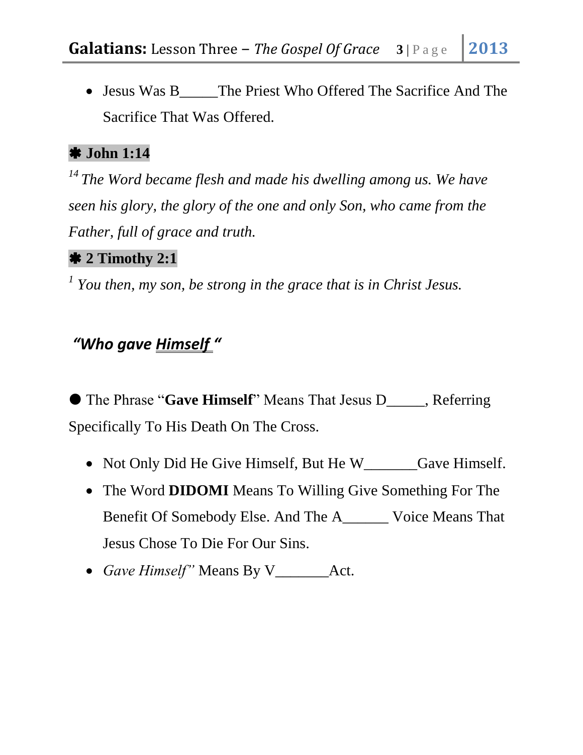- Jesus Was B_____The Priest Who Offered The Sacrifice And The Sacrifice That Was Offered.

**✱ John 1:14**

*[14] The Word became flesh and made his dwelling among us. We have seen his glory, the glory of the one and only Son, who came from the Father, full of grace and truth.*

**✱ 2 Timothy 2:1**

*[1] You then, my son, be strong in the grace that is in Christ Jesus.*

***"Who gave Himself "***

● The Phrase "**Gave Himself**" Means That Jesus D_____, Referring Specifically To His Death On The Cross.

- Not Only Did He Give Himself, But He W_______Gave Himself.
- The Word **DIDOMI** Means To Willing Give Something For The Benefit Of Somebody Else. And The A______ Voice Means That Jesus Chose To Die For Our Sins.
- *Gave Himself"* Means By V_______Act.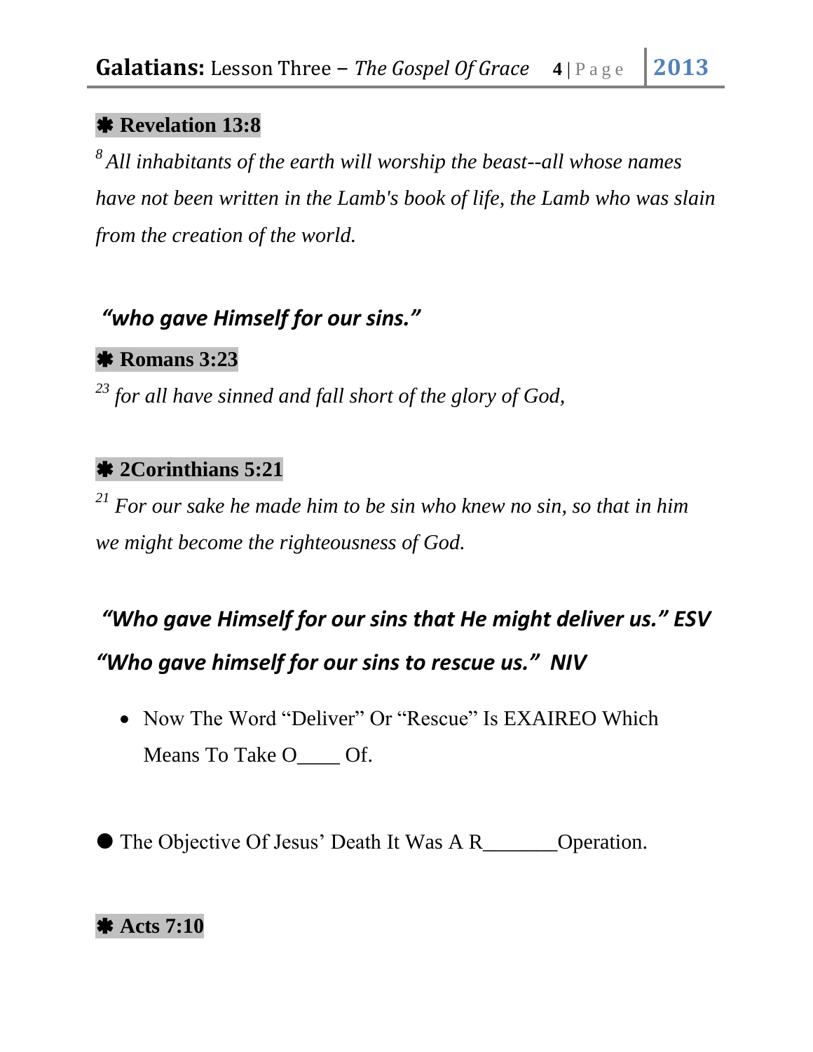**✱ Revelation 13:8**

*[8] All inhabitants of the earth will worship the beast--all whose names have not been written in the Lamb's book of life, the Lamb who was slain from the creation of the world.*

***"who gave Himself for our sins."***

**✱ Romans 3:23**

*[23] for all have sinned and fall short of the glory of God,*

**✱ 2Corinthians 5:21**

*[21] For our sake he made him to be sin who knew no sin, so that in him we might become the righteousness of God.*

***"Who gave Himself for our sins that He might deliver us." ESV***

***"Who gave himself for our sins to rescue us." NIV***

- Now The Word "Deliver" Or "Rescue" Is EXAIREO Which Means To Take O____ Of.

● The Objective Of Jesus' Death It Was A R_______Operation.

**✱ Acts 7:10**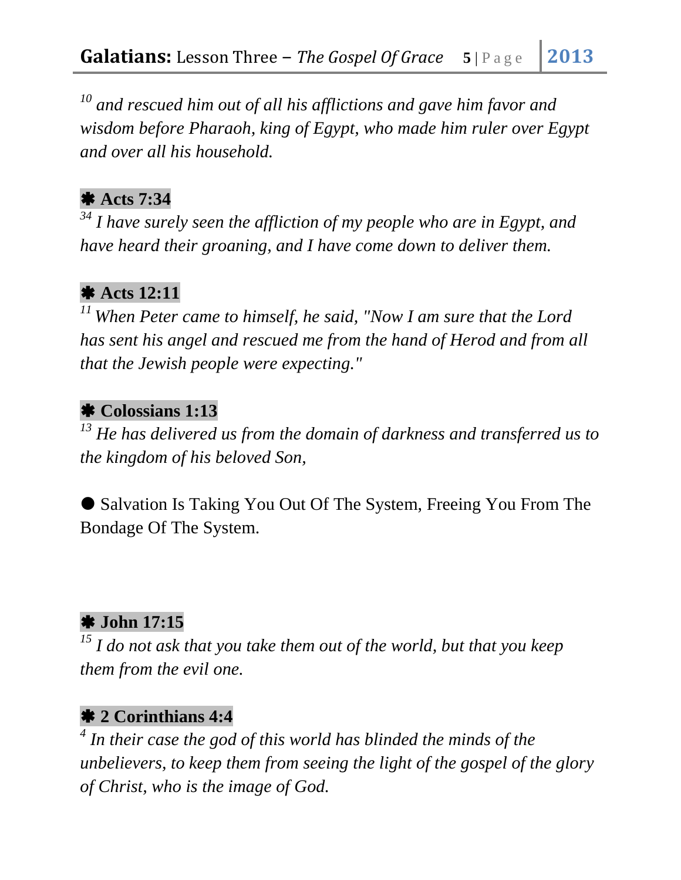*[10] and rescued him out of all his afflictions and gave him favor and wisdom before Pharaoh, king of Egypt, who made him ruler over Egypt and over all his household.*

**✱ Acts 7:34**

*[34] I have surely seen the affliction of my people who are in Egypt, and have heard their groaning, and I have come down to deliver them.*

**✱ Acts 12:11**

*[11] When Peter came to himself, he said, "Now I am sure that the Lord has sent his angel and rescued me from the hand of Herod and from all that the Jewish people were expecting."*

**✱ Colossians 1:13**

*[13] He has delivered us from the domain of darkness and transferred us to the kingdom of his beloved Son,*

- Salvation Is Taking You Out Of The System, Freeing You From The Bondage Of The System.

**✱ John 17:15**

*[15] I do not ask that you take them out of the world, but that you keep them from the evil one.*

**✱ 2 Corinthians 4:4**

*[4] In their case the god of this world has blinded the minds of the unbelievers, to keep them from seeing the light of the gospel of the glory of Christ, who is the image of God.*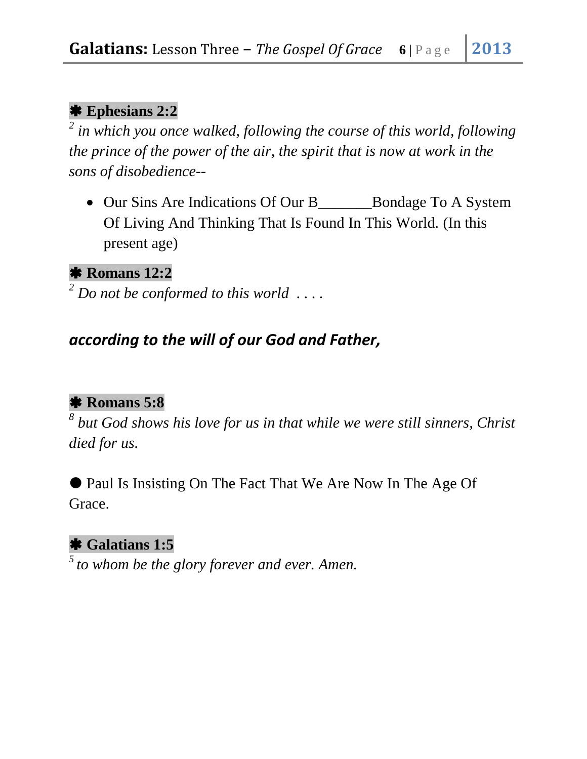**✱ Ephesians 2:2**

*[2] in which you once walked, following the course of this world, following the prince of the power of the air, the spirit that is now at work in the sons of disobedience--*

- Our Sins Are Indications Of Our B_______Bondage To A System Of Living And Thinking That Is Found In This World. (In this present age)

**✱ Romans 12:2**

*[2] Do not be conformed to this world . . . .*

***according to the will of our God and Father,***

**✱ Romans 5:8**

*[8] but God shows his love for us in that while we were still sinners, Christ died for us.*

● Paul Is Insisting On The Fact That We Are Now In The Age Of Grace.

**✱ Galatians 1:5**

*[5] to whom be the glory forever and ever. Amen.*